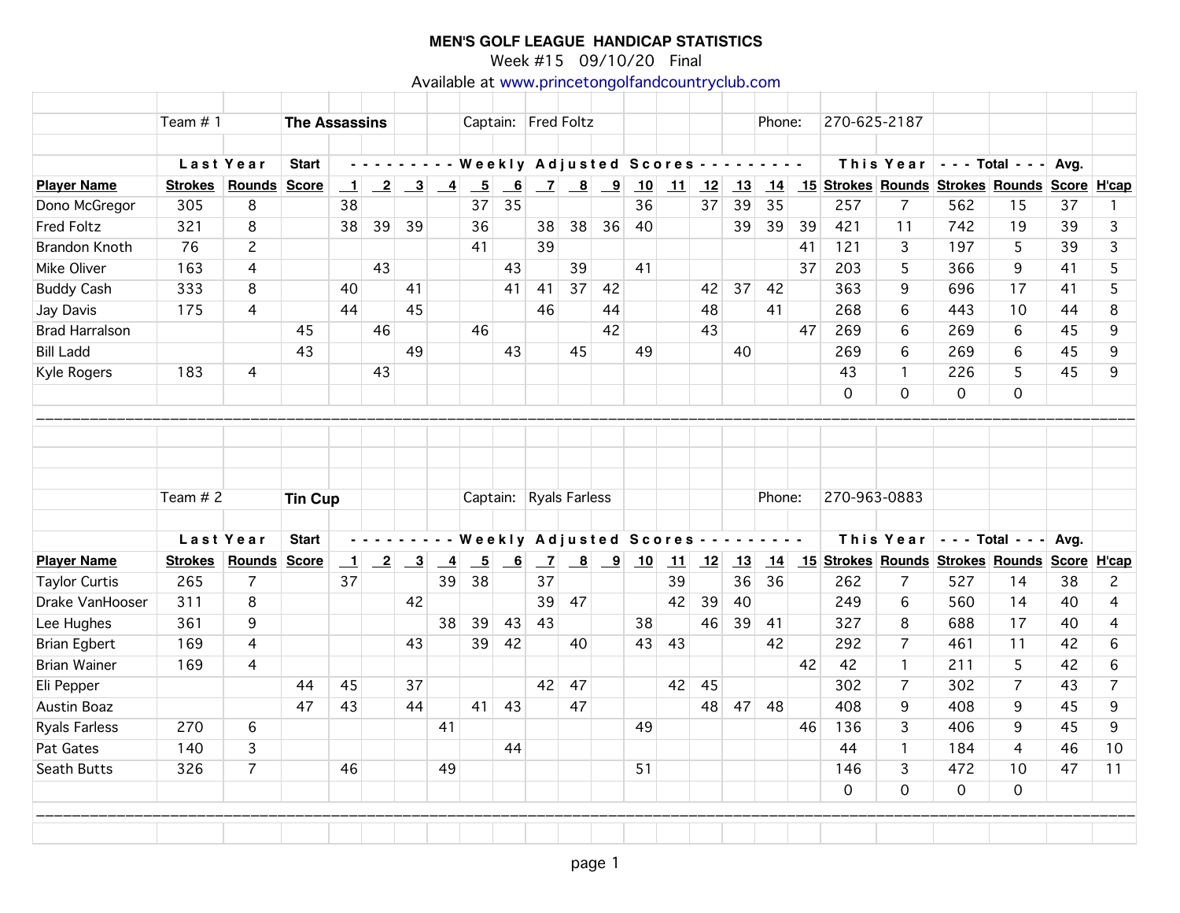# MEN'S GOLF LEAGUE HANDICAP STATISTICS

Week #15 09/10/20 Final

Available at www.princetongolfandcountryclub.com

Team # 1 **The Assassins** Captain: Fred Foltz Phone: 270-625-2187

| | Last Year | | Start | - - - - - - - - - | - - | - - | - - | Weekly | Adjusted | Scores | - - | - - | - - | - - | - - | - - | - - | - - - - - - - - - | This Year | | - - - Total - - - | | Avg. | |
|---|---|---|---|---|---|---|---|---|---|---|---|---|---|---|---|---|---|---|---|---|---|---|---|---|
| **Player Name** | **Strokes** | **Rounds** | **Score** | **1** | **2** | **3** | **4** | **5** | **6** | **7** | **8** | **9** | **10** | **11** | **12** | **13** | **14** | **15** | **Strokes** | **Rounds** | **Strokes** | **Rounds** | **Score** | **H'cap** |
| Dono McGregor | 305 | 8 | | 38 | | | | 37 | 35 | | | | 36 | | 37 | 39 | 35 | | 257 | 7 | 562 | 15 | 37 | 1 |
| Fred Foltz | 321 | 8 | | 38 | 39 | 39 | | 36 | | 38 | 38 | 36 | 40 | | | 39 | 39 | 39 | 421 | 11 | 742 | 19 | 39 | 3 |
| Brandon Knoth | 76 | 2 | | | | | | 41 | | 39 | | | | | | | | 41 | 121 | 3 | 197 | 5 | 39 | 3 |
| Mike Oliver | 163 | 4 | | | 43 | | | | 43 | | 39 | | 41 | | | | | 37 | 203 | 5 | 366 | 9 | 41 | 5 |
| Buddy Cash | 333 | 8 | | 40 | | 41 | | | 41 | 41 | 37 | 42 | | | 42 | 37 | 42 | | 363 | 9 | 696 | 17 | 41 | 5 |
| Jay Davis | 175 | 4 | | 44 | | 45 | | | | 46 | | 44 | | | 48 | | 41 | | 268 | 6 | 443 | 10 | 44 | 8 |
| Brad Harralson | | | 45 | | 46 | | | 46 | | | | 42 | | | 43 | | | 47 | 269 | 6 | 269 | 6 | 45 | 9 |
| Bill Ladd | | | 43 | | | 49 | | | 43 | | 45 | | 49 | | | 40 | | | 269 | 6 | 269 | 6 | 45 | 9 |
| Kyle Rogers | 183 | 4 | | | 43 | | | | | | | | | | | | | | 43 | 1 | 226 | 5 | 45 | 9 |
| | | | | | | | | | | | | | | | | | | | 0 | 0 | 0 | 0 | | |

Team # 2 **Tin Cup** Captain: Ryals Farless Phone: 270-963-0883

| | Last Year | | Start | - - - - - - - - - | - - | - - | - - | Weekly | Adjusted | Scores | - - | - - | - - | - - | - - | - - | - - | - - - - - - - - - | This Year | | - - - Total - - - | | Avg. | |
|---|---|---|---|---|---|---|---|---|---|---|---|---|---|---|---|---|---|---|---|---|---|---|---|---|
| **Player Name** | **Strokes** | **Rounds** | **Score** | **1** | **2** | **3** | **4** | **5** | **6** | **7** | **8** | **9** | **10** | **11** | **12** | **13** | **14** | **15** | **Strokes** | **Rounds** | **Strokes** | **Rounds** | **Score** | **H'cap** |
| Taylor Curtis | 265 | 7 | | 37 | | | 39 | 38 | | 37 | | | | 39 | | 36 | 36 | | 262 | 7 | 527 | 14 | 38 | 2 |
| Drake VanHooser | 311 | 8 | | | | 42 | | | | 39 | 47 | | | 42 | 39 | 40 | | | 249 | 6 | 560 | 14 | 40 | 4 |
| Lee Hughes | 361 | 9 | | | | | 38 | 39 | 43 | 43 | | | 38 | | 46 | 39 | 41 | | 327 | 8 | 688 | 17 | 40 | 4 |
| Brian Egbert | 169 | 4 | | | | 43 | | 39 | 42 | | 40 | | 43 | 43 | | | 42 | | 292 | 7 | 461 | 11 | 42 | 6 |
| Brian Wainer | 169 | 4 | | | | | | | | | | | | | | | | 42 | 42 | 1 | 211 | 5 | 42 | 6 |
| Eli Pepper | | | 44 | 45 | | 37 | | | | 42 | 47 | | | 42 | 45 | | | | 302 | 7 | 302 | 7 | 43 | 7 |
| Austin Boaz | | | 47 | 43 | | 44 | | 41 | 43 | | 47 | | | | 48 | 47 | 48 | | 408 | 9 | 408 | 9 | 45 | 9 |
| Ryals Farless | 270 | 6 | | | | | 41 | | | | | | 49 | | | | | 46 | 136 | 3 | 406 | 9 | 45 | 9 |
| Pat Gates | 140 | 3 | | | | | | | 44 | | | | | | | | | | 44 | 1 | 184 | 4 | 46 | 10 |
| Seath Butts | 326 | 7 | | 46 | | | 49 | | | | | | 51 | | | | | | 146 | 3 | 472 | 10 | 47 | 11 |
| | | | | | | | | | | | | | | | | | | | 0 | 0 | 0 | 0 | | |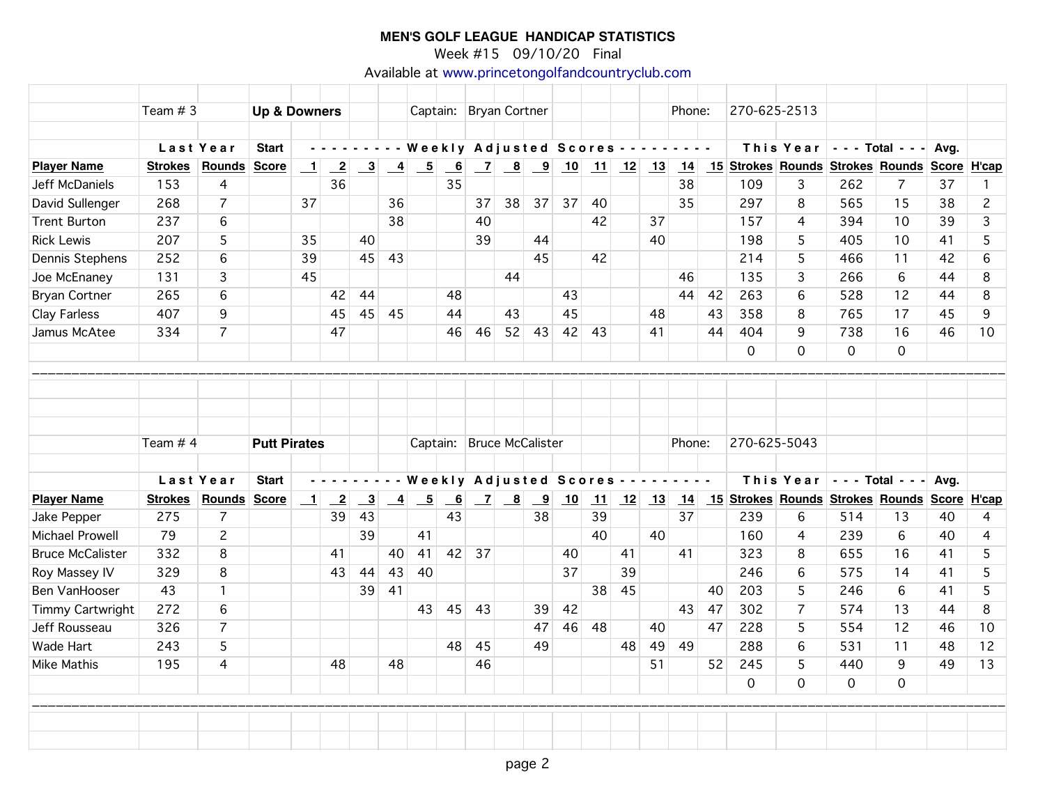**MEN'S GOLF LEAGUE HANDICAP STATISTICS**

Week #15 09/10/20 Final

Available at www.princetongolfandcountryclub.com

| | Team # 3 | | Up & Downers | | | | | Captain: | Bryan Cortner | | | | | | | Phone: | | 270-625-2513 | | | | | | |
|---|---|---|---|---|---|---|---|---|---|---|---|---|---|---|---|---|---|---|---|---|---|---|---|---|
| | Last Year | | Start | - - - - - - - - - Weekly Adjusted Scores - - - - - - - - - | | | | | | | | | | | | | | | This Year | | - - - Total - - - | | Avg. | |
| **Player Name** | **Strokes** | **Rounds** | **Score** | **1** | **2** | **3** | **4** | **5** | **6** | **7** | **8** | **9** | **10** | **11** | **12** | **13** | **14** | **15** | **Strokes** | **Rounds** | **Strokes** | **Rounds** | **Score** | **H'cap** |
| Jeff McDaniels | 153 | 4 | | | 36 | | | | 35 | | | | | | | | 38 | | 109 | 3 | 262 | 7 | 37 | 1 |
| David Sullenger | 268 | 7 | | 37 | | | 36 | | | 37 | 38 | 37 | 37 | 40 | | | 35 | | 297 | 8 | 565 | 15 | 38 | 2 |
| Trent Burton | 237 | 6 | | | | | 38 | | | 40 | | | | 42 | | 37 | | | 157 | 4 | 394 | 10 | 39 | 3 |
| Rick Lewis | 207 | 5 | | 35 | | 40 | | | | 39 | | 44 | | | | 40 | | | 198 | 5 | 405 | 10 | 41 | 5 |
| Dennis Stephens | 252 | 6 | | 39 | | 45 | 43 | | | | | 45 | | 42 | | | | | 214 | 5 | 466 | 11 | 42 | 6 |
| Joe McEnaney | 131 | 3 | | 45 | | | | | | | 44 | | | | | | 46 | | 135 | 3 | 266 | 6 | 44 | 8 |
| Bryan Cortner | 265 | 6 | | | 42 | 44 | | | 48 | | | | 43 | | | | 44 | 42 | 263 | 6 | 528 | 12 | 44 | 8 |
| Clay Farless | 407 | 9 | | | 45 | 45 | 45 | | 44 | | 43 | | 45 | | | 48 | | 43 | 358 | 8 | 765 | 17 | 45 | 9 |
| Jamus McAtee | 334 | 7 | | | 47 | | | | 46 | 46 | 52 | 43 | 42 | 43 | | 41 | | 44 | 404 | 9 | 738 | 16 | 46 | 10 |
| | | | | | | | | | | | | | | | | | | | 0 | 0 | 0 | 0 | | |

| | Team # 4 | | Putt Pirates | | | | | Captain: | Bruce McCalister | | | | | | | Phone: | | 270-625-5043 | | | | | | |
|---|---|---|---|---|---|---|---|---|---|---|---|---|---|---|---|---|---|---|---|---|---|---|---|---|
| | Last Year | | Start | - - - - - - - - - Weekly Adjusted Scores - - - - - - - - - | | | | | | | | | | | | | | | This Year | | - - - Total - - - | | Avg. | |
| **Player Name** | **Strokes** | **Rounds** | **Score** | **1** | **2** | **3** | **4** | **5** | **6** | **7** | **8** | **9** | **10** | **11** | **12** | **13** | **14** | **15** | **Strokes** | **Rounds** | **Strokes** | **Rounds** | **Score** | **H'cap** |
| Jake Pepper | 275 | 7 | | | 39 | 43 | | | 43 | | | 38 | | 39 | | | 37 | | 239 | 6 | 514 | 13 | 40 | 4 |
| Michael Prowell | 79 | 2 | | | | 39 | | 41 | | | | | | 40 | | 40 | | | 160 | 4 | 239 | 6 | 40 | 4 |
| Bruce McCalister | 332 | 8 | | | 41 | | 40 | 41 | 42 | 37 | | | 40 | | 41 | | 41 | | 323 | 8 | 655 | 16 | 41 | 5 |
| Roy Massey IV | 329 | 8 | | | 43 | 44 | 43 | 40 | | | | | 37 | | 39 | | | | 246 | 6 | 575 | 14 | 41 | 5 |
| Ben VanHooser | 43 | 1 | | | | 39 | 41 | | | | | | | 38 | 45 | | | 40 | 203 | 5 | 246 | 6 | 41 | 5 |
| Timmy Cartwright | 272 | 6 | | | | | | 43 | 45 | 43 | | 39 | 42 | | | | 43 | 47 | 302 | 7 | 574 | 13 | 44 | 8 |
| Jeff Rousseau | 326 | 7 | | | | | | | | | | 47 | 46 | 48 | | 40 | | 47 | 228 | 5 | 554 | 12 | 46 | 10 |
| Wade Hart | 243 | 5 | | | | | | | 48 | 45 | | 49 | | | 48 | 49 | 49 | | 288 | 6 | 531 | 11 | 48 | 12 |
| Mike Mathis | 195 | 4 | | | 48 | | 48 | | | 46 | | | | | | 51 | | 52 | 245 | 5 | 440 | 9 | 49 | 13 |
| | | | | | | | | | | | | | | | | | | | 0 | 0 | 0 | 0 | | |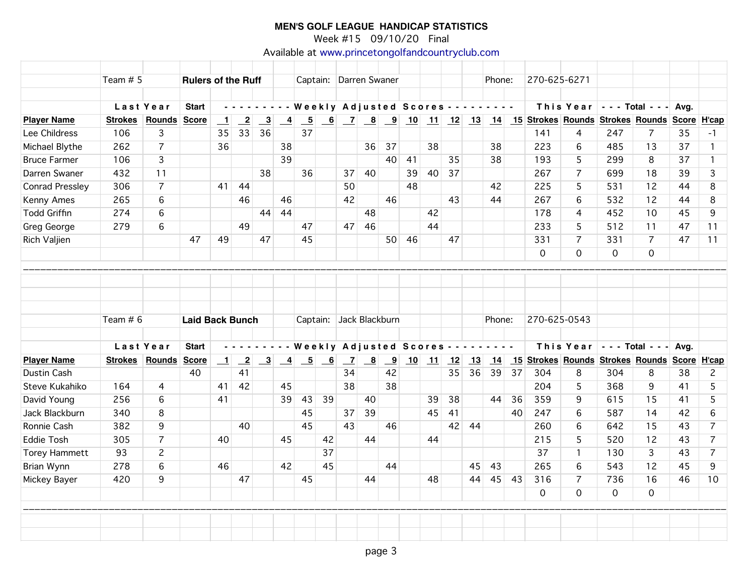**MEN'S GOLF LEAGUE HANDICAP STATISTICS**

Week #15 09/10/20 Final

Available at www.princetongolfandcountryclub.com

Team # 5 — **Rulers of the Ruff** — Captain: Darren Swaner — Phone: 270-625-6271

| | Last Year | | Start | Weekly Adjusted Scores | | | | | | | | | | | | | | | This Year | | Total | | Avg. | |
|---|---|---|---|---|---|---|---|---|---|---|---|---|---|---|---|---|---|---|---|---|---|---|---|---|
| **Player Name** | **Strokes** | **Rounds** | **Score** | **1** | **2** | **3** | **4** | **5** | **6** | **7** | **8** | **9** | **10** | **11** | **12** | **13** | **14** | **15** | **Strokes** | **Rounds** | **Strokes** | **Rounds** | **Score** | **H'cap** |
| Lee Childress | 106 | 3 | | 35 | 33 | 36 | | 37 | | | | | | | | | | | 141 | 4 | 247 | 7 | 35 | -1 |
| Michael Blythe | 262 | 7 | | 36 | | | 38 | | | | 36 | 37 | | 38 | | | 38 | | 223 | 6 | 485 | 13 | 37 | 1 |
| Bruce Farmer | 106 | 3 | | | | | 39 | | | | | 40 | 41 | | 35 | | 38 | | 193 | 5 | 299 | 8 | 37 | 1 |
| Darren Swaner | 432 | 11 | | | | 38 | | 36 | | 37 | 40 | | 39 | 40 | 37 | | | | 267 | 7 | 699 | 18 | 39 | 3 |
| Conrad Pressley | 306 | 7 | | 41 | 44 | | | | | 50 | | | 48 | | | | 42 | | 225 | 5 | 531 | 12 | 44 | 8 |
| Kenny Ames | 265 | 6 | | | 46 | | 46 | | | 42 | | 46 | | | 43 | | 44 | | 267 | 6 | 532 | 12 | 44 | 8 |
| Todd Griffin | 274 | 6 | | | | 44 | 44 | | | | 48 | | | 42 | | | | | 178 | 4 | 452 | 10 | 45 | 9 |
| Greg George | 279 | 6 | | | 49 | | | 47 | | 47 | 46 | | | 44 | | | | | 233 | 5 | 512 | 11 | 47 | 11 |
| Rich Valjien | | | 47 | 49 | | 47 | | 45 | | | | 50 | 46 | | 47 | | | | 331 | 7 | 331 | 7 | 47 | 11 |
| | | | | | | | | | | | | | | | | | | | 0 | 0 | 0 | 0 | | |

Team # 6 — **Laid Back Bunch** — Captain: Jack Blackburn — Phone: 270-625-0543

| | Last Year | | Start | Weekly Adjusted Scores | | | | | | | | | | | | | | | This Year | | Total | | Avg. | |
|---|---|---|---|---|---|---|---|---|---|---|---|---|---|---|---|---|---|---|---|---|---|---|---|---|
| **Player Name** | **Strokes** | **Rounds** | **Score** | **1** | **2** | **3** | **4** | **5** | **6** | **7** | **8** | **9** | **10** | **11** | **12** | **13** | **14** | **15** | **Strokes** | **Rounds** | **Strokes** | **Rounds** | **Score** | **H'cap** |
| Dustin Cash | | | 40 | | 41 | | | | | 34 | | 42 | | | 35 | 36 | 39 | 37 | 304 | 8 | 304 | 8 | 38 | 2 |
| Steve Kukahiko | 164 | 4 | | 41 | 42 | | 45 | | | 38 | | 38 | | | | | | | 204 | 5 | 368 | 9 | 41 | 5 |
| David Young | 256 | 6 | | 41 | | | 39 | 43 | 39 | | 40 | | | 39 | 38 | | 44 | 36 | 359 | 9 | 615 | 15 | 41 | 5 |
| Jack Blackburn | 340 | 8 | | | | | | 45 | | 37 | 39 | | | 45 | 41 | | | 40 | 247 | 6 | 587 | 14 | 42 | 6 |
| Ronnie Cash | 382 | 9 | | | 40 | | | 45 | | 43 | | 46 | | | 42 | 44 | | | 260 | 6 | 642 | 15 | 43 | 7 |
| Eddie Tosh | 305 | 7 | | 40 | | | 45 | | 42 | | 44 | | | 44 | | | | | 215 | 5 | 520 | 12 | 43 | 7 |
| Torey Hammett | 93 | 2 | | | | | | | 37 | | | | | | | | | | 37 | 1 | 130 | 3 | 43 | 7 |
| Brian Wynn | 278 | 6 | | 46 | | | 42 | | 45 | | | 44 | | | | 45 | 43 | | 265 | 6 | 543 | 12 | 45 | 9 |
| Mickey Bayer | 420 | 9 | | | 47 | | | 45 | | | 44 | | | 48 | | 44 | 45 | 43 | 316 | 7 | 736 | 16 | 46 | 10 |
| | | | | | | | | | | | | | | | | | | | 0 | 0 | 0 | 0 | | |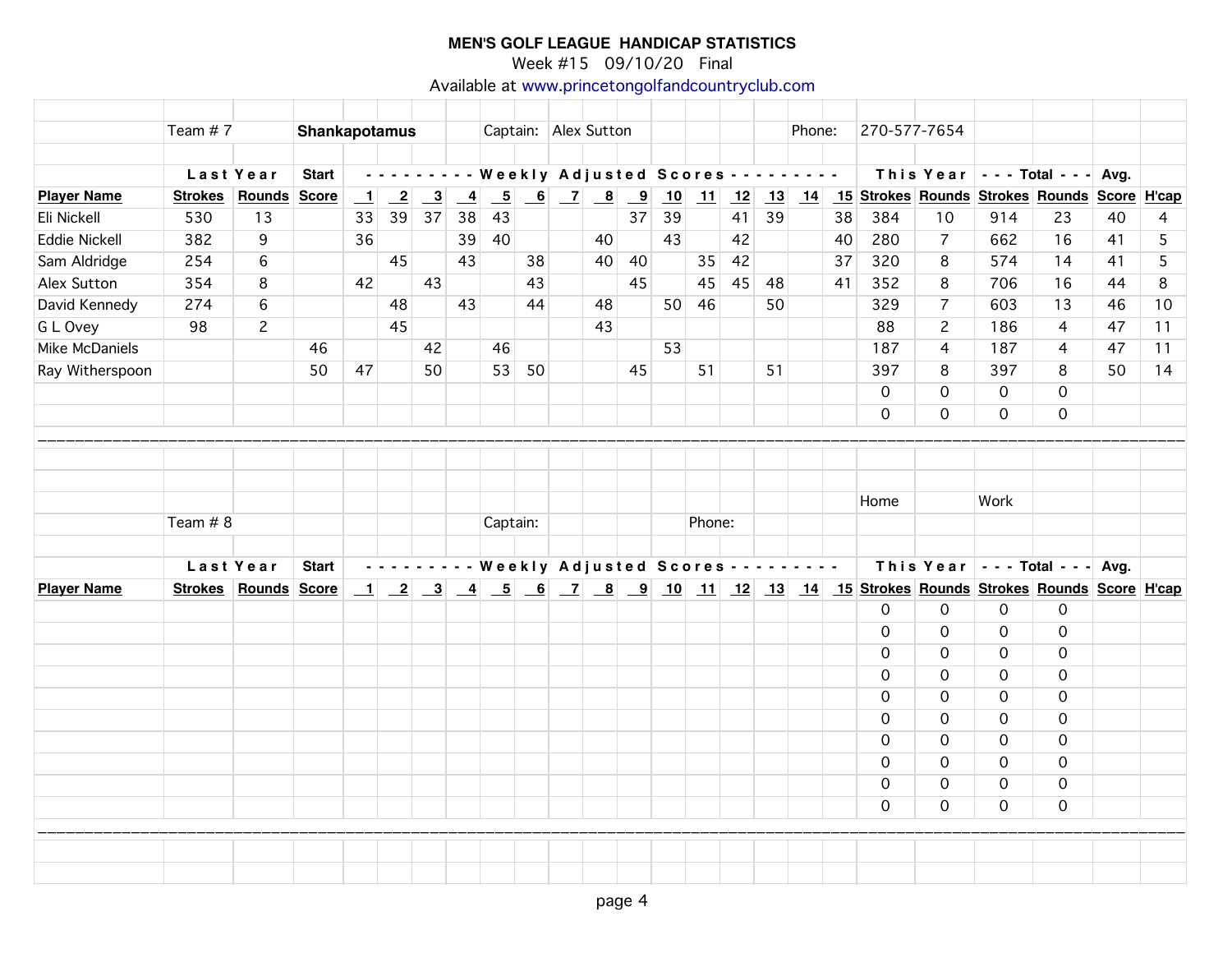# MEN'S GOLF LEAGUE HANDICAP STATISTICS

Week #15 09/10/20 Final

Available at www.princetongolfandcountryclub.com

Team # 7 **Shankapotamus** Captain: Alex Sutton Phone: 270-577-7654

| | Last Year | | Start | - - - - - - - - - | Weekly | Adjusted | Scores | - - - - - - - - - | | | | | | | | | | | This Year | | - - - Total - - - | | Avg. | |
|---|---|---|---|---|---|---|---|---|---|---|---|---|---|---|---|---|---|---|---|---|---|---|---|---|
| **Player Name** | **Strokes** | **Rounds** | **Score** | **1** | **2** | **3** | **4** | **5** | **6** | **7** | **8** | **9** | **10** | **11** | **12** | **13** | **14** | **15** | **Strokes** | **Rounds** | **Strokes** | **Rounds** | **Score** | **H'cap** |
| Eli Nickell | 530 | 13 | | 33 | 39 | 37 | 38 | 43 | | | | 37 | 39 | | 41 | 39 | | 38 | 384 | 10 | 914 | 23 | 40 | 4 |
| Eddie Nickell | 382 | 9 | | 36 | | | 39 | 40 | | | 40 | | 43 | | 42 | | | 40 | 280 | 7 | 662 | 16 | 41 | 5 |
| Sam Aldridge | 254 | 6 | | | 45 | | 43 | | 38 | | 40 | 40 | | 35 | 42 | | | 37 | 320 | 8 | 574 | 14 | 41 | 5 |
| Alex Sutton | 354 | 8 | | 42 | | 43 | | | 43 | | | 45 | | 45 | 45 | 48 | | 41 | 352 | 8 | 706 | 16 | 44 | 8 |
| David Kennedy | 274 | 6 | | | 48 | | 43 | | 44 | | 48 | | 50 | 46 | | 50 | | | 329 | 7 | 603 | 13 | 46 | 10 |
| G L Ovey | 98 | 2 | | | 45 | | | | | | 43 | | | | | | | | 88 | 2 | 186 | 4 | 47 | 11 |
| Mike McDaniels | | | 46 | | | 42 | | 46 | | | | | 53 | | | | | | 187 | 4 | 187 | 4 | 47 | 11 |
| Ray Witherspoon | | | 50 | 47 | | 50 | | 53 | 50 | | | 45 | | 51 | | 51 | | | 397 | 8 | 397 | 8 | 50 | 14 |
| | | | | | | | | | | | | | | | | | | | 0 | 0 | 0 | 0 | | |
| | | | | | | | | | | | | | | | | | | | 0 | 0 | 0 | 0 | | |

Home Work

Team # 8 Captain: Phone:

| | Last Year | | Start | - - - - - - - - - | Weekly | Adjusted | Scores | - - - - - - - - - | | | | | | | | | | | This Year | | - - - Total - - - | | Avg. | |
|---|---|---|---|---|---|---|---|---|---|---|---|---|---|---|---|---|---|---|---|---|---|---|---|---|
| **Player Name** | **Strokes** | **Rounds** | **Score** | **1** | **2** | **3** | **4** | **5** | **6** | **7** | **8** | **9** | **10** | **11** | **12** | **13** | **14** | **15** | **Strokes** | **Rounds** | **Strokes** | **Rounds** | **Score** | **H'cap** |
| | | | | | | | | | | | | | | | | | | | 0 | 0 | 0 | 0 | | |
| | | | | | | | | | | | | | | | | | | | 0 | 0 | 0 | 0 | | |
| | | | | | | | | | | | | | | | | | | | 0 | 0 | 0 | 0 | | |
| | | | | | | | | | | | | | | | | | | | 0 | 0 | 0 | 0 | | |
| | | | | | | | | | | | | | | | | | | | 0 | 0 | 0 | 0 | | |
| | | | | | | | | | | | | | | | | | | | 0 | 0 | 0 | 0 | | |
| | | | | | | | | | | | | | | | | | | | 0 | 0 | 0 | 0 | | |
| | | | | | | | | | | | | | | | | | | | 0 | 0 | 0 | 0 | | |
| | | | | | | | | | | | | | | | | | | | 0 | 0 | 0 | 0 | | |
| | | | | | | | | | | | | | | | | | | | 0 | 0 | 0 | 0 | | |